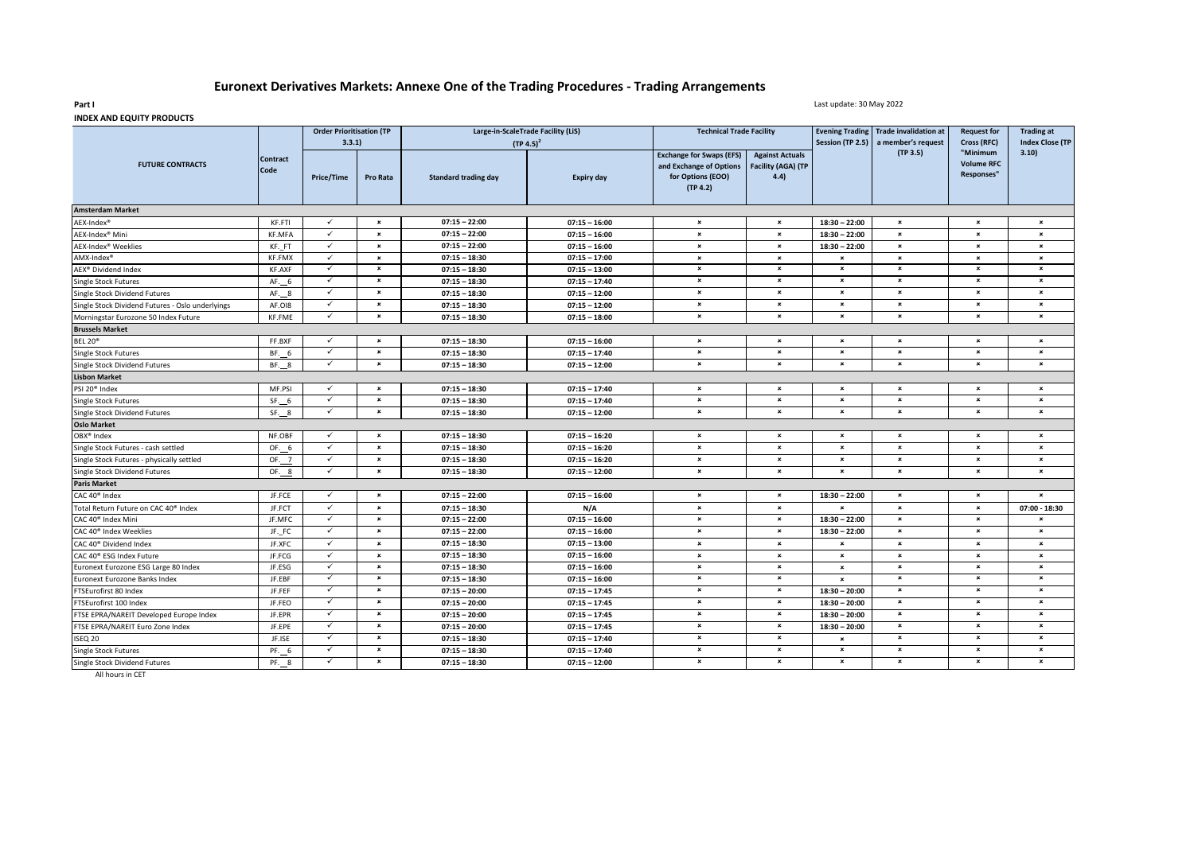# Euronext Derivatives Markets: Annexe One of the Trading Procedures - Trading Arrangements

**Part I**

Last update: 30 May 2022

**INDEX AND EQUITY PRODUCTS**

| FUTURE CONTRACTS | Contract Code | Order Prioritisation (TP 3.3.1) | | Large-in-ScaleTrade Facility (LiS) (TP 4.5)[2] | | Technical Trade Facility | | Evening Trading Session (TP 2.5) | Trade invalidation at a member's request (TP 3.5) | Request for Cross (RFC) "Minimum Volume RFC Responses" | Trading at Index Close (TP 3.10) |
|---|---|---|---|---|---|---|---|---|---|---|---|
| | | Price/Time | Pro Rata | Standard trading day | Expiry day | Exchange for Swaps (EFS) and Exchange of Options for Options (EOO) (TP 4.2) | Against Actuals Facility (AGA) (TP 4.4) | | | | |
| **Amsterdam Market** | | | | | | | | | | | |
| AEX-Index® | KF.FTI | ✓ | × | 07:15 – 22:00 | 07:15 – 16:00 | × | × | 18:30 – 22:00 | × | × | × |
| AEX-Index® Mini | KF.MFA | ✓ | × | 07:15 – 22:00 | 07:15 – 16:00 | × | × | 18:30 – 22:00 | × | × | × |
| AEX-Index® Weeklies | KF._FT | ✓ | × | 07:15 – 22:00 | 07:15 – 16:00 | × | × | 18:30 – 22:00 | × | × | × |
| AMX-Index® | KF.FMX | ✓ | × | 07:15 – 18:30 | 07:15 – 17:00 | × | × | × | × | × | × |
| AEX® Dividend Index | KF.AXF | ✓ | × | 07:15 – 18:30 | 07:15 – 13:00 | × | × | × | × | × | × |
| Single Stock Futures | AF.__6 | ✓ | × | 07:15 – 18:30 | 07:15 – 17:40 | × | × | × | × | × | × |
| Single Stock Dividend Futures | AF.__8 | ✓ | × | 07:15 – 18:30 | 07:15 – 12:00 | × | × | × | × | × | × |
| Single Stock Dividend Futures - Oslo underlyings | AF.OI8 | ✓ | × | 07:15 – 18:30 | 07:15 – 12:00 | × | × | × | × | × | × |
| Morningstar Eurozone 50 Index Future | KF.FME | ✓ | × | 07:15 – 18:30 | 07:15 – 18:00 | × | × | × | × | × | × |
| **Brussels Market** | | | | | | | | | | | |
| BEL 20® | FF.BXF | ✓ | × | 07:15 – 18:30 | 07:15 – 16:00 | × | × | × | × | × | × |
| Single Stock Futures | BF.__6 | ✓ | × | 07:15 – 18:30 | 07:15 – 17:40 | × | × | × | × | × | × |
| Single Stock Dividend Futures | BF.__8 | ✓ | × | 07:15 – 18:30 | 07:15 – 12:00 | × | × | × | × | × | × |
| **Lisbon Market** | | | | | | | | | | | |
| PSI 20® Index | MF.PSI | ✓ | × | 07:15 – 18:30 | 07:15 – 17:40 | × | × | × | × | × | × |
| Single Stock Futures | SF.__6 | ✓ | × | 07:15 – 18:30 | 07:15 – 17:40 | × | × | × | × | × | × |
| Single Stock Dividend Futures | SF.__8 | ✓ | × | 07:15 – 18:30 | 07:15 – 12:00 | × | × | × | × | × | × |
| **Oslo Market** | | | | | | | | | | | |
| OBX® Index | NF.OBF | ✓ | × | 07:15 – 18:30 | 07:15 – 16:20 | × | × | × | × | × | × |
| Single Stock Futures - cash settled | OF.__6 | ✓ | × | 07:15 – 18:30 | 07:15 – 16:20 | × | × | × | × | × | × |
| Single Stock Futures - physically settled | OF.__7 | ✓ | × | 07:15 – 18:30 | 07:15 – 16:20 | × | × | × | × | × | × |
| Single Stock Dividend Futures | OF.__8 | ✓ | × | 07:15 – 18:30 | 07:15 – 12:00 | × | × | × | × | × | × |
| **Paris Market** | | | | | | | | | | | |
| CAC 40® Index | JF.FCE | ✓ | × | 07:15 – 22:00 | 07:15 – 16:00 | × | × | 18:30 – 22:00 | × | × | × |
| Total Return Future on CAC 40® Index | JF.FCT | ✓ | × | 07:15 – 18:30 | N/A | × | × | × | × | × | 07:00 - 18:30 |
| CAC 40® Index Mini | JF.MFC | ✓ | × | 07:15 – 22:00 | 07:15 – 16:00 | × | × | 18:30 – 22:00 | × | × | × |
| CAC 40® Index Weeklies | JF._FC | ✓ | × | 07:15 – 22:00 | 07:15 – 16:00 | × | × | 18:30 – 22:00 | × | × | × |
| CAC 40® Dividend Index | JF.XFC | ✓ | × | 07:15 – 18:30 | 07:15 – 13:00 | × | × | × | × | × | × |
| CAC 40® ESG Index Future | JF.FCG | ✓ | × | 07:15 – 18:30 | 07:15 – 16:00 | × | × | × | × | × | × |
| Euronext Eurozone ESG Large 80 Index | JF.ESG | ✓ | × | 07:15 – 18:30 | 07:15 – 16:00 | × | × | × | × | × | × |
| Euronext Eurozone Banks Index | JF.EBF | ✓ | × | 07:15 – 18:30 | 07:15 – 16:00 | × | × | × | × | × | × |
| FTSEurofirst 80 Index | JF.FEF | ✓ | × | 07:15 – 20:00 | 07:15 – 17:45 | × | × | 18:30 – 20:00 | × | × | × |
| FTSEurofirst 100 Index | JF.FEO | ✓ | × | 07:15 – 20:00 | 07:15 – 17:45 | × | × | 18:30 – 20:00 | × | × | × |
| FTSE EPRA/NAREIT Developed Europe Index | JF.EPR | ✓ | × | 07:15 – 20:00 | 07:15 – 17:45 | × | × | 18:30 – 20:00 | × | × | × |
| FTSE EPRA/NAREIT Euro Zone Index | JF.EPE | ✓ | × | 07:15 – 20:00 | 07:15 – 17:45 | × | × | 18:30 – 20:00 | × | × | × |
| ISEQ 20 | JF.ISE | ✓ | × | 07:15 – 18:30 | 07:15 – 17:40 | × | × | × | × | × | × |
| Single Stock Futures | PF.__6 | ✓ | × | 07:15 – 18:30 | 07:15 – 17:40 | × | × | × | × | × | × |
| Single Stock Dividend Futures | PF.__8 | ✓ | × | 07:15 – 18:30 | 07:15 – 12:00 | × | × | × | × | × | × |

All hours in CET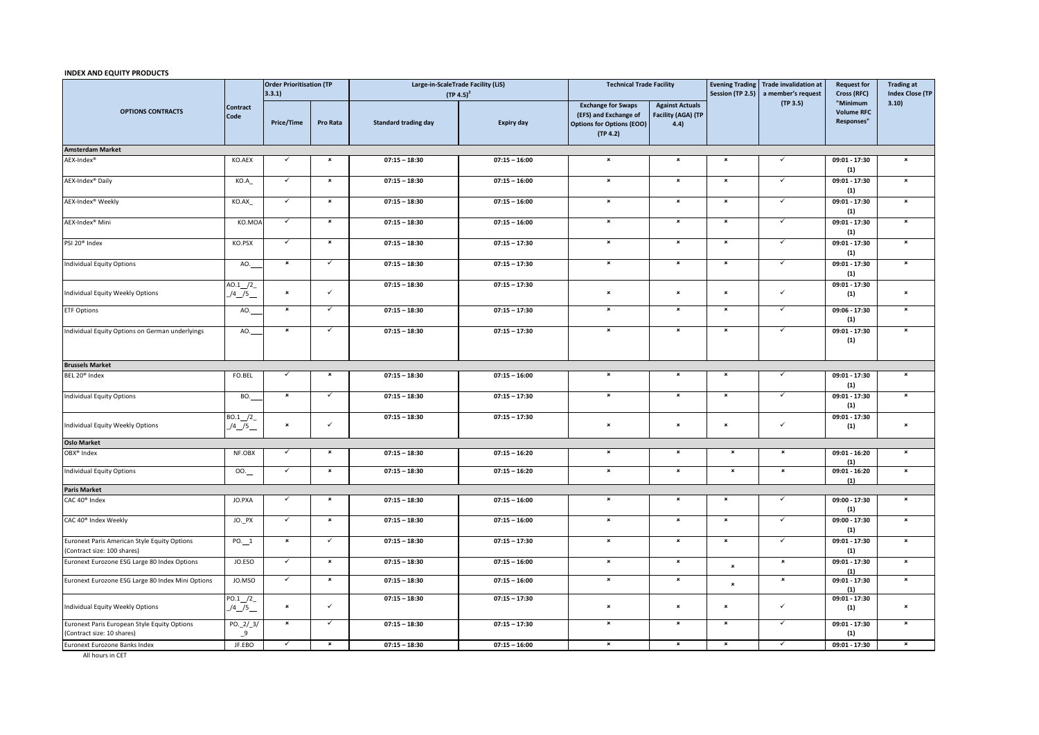## INDEX AND EQUITY PRODUCTS

| OPTIONS CONTRACTS | Contract Code | Order Prioritisation (TP 3.3.1) | | Large-in-ScaleTrade Facility (LiS) (TP 4.5)[2] | | Technical Trade Facility | | Evening Trading Session (TP 2.5) | Trade invalidation at a member's request (TP 3.5) | Request for Cross (RFC) "Minimum Volume RFC Responses" | Trading at Index Close (TP 3.10) |
|---|---|---|---|---|---|---|---|---|---|---|---|
| | | Price/Time | Pro Rata | Standard trading day | Expiry day | Exchange for Swaps (EFS) and Exchange of Options for Options (EOO) (TP 4.2) | Against Actuals Facility (AGA) (TP 4.4) | | | | |
| **Amsterdam Market** | | | | | | | | | | | |
| AEX-Index® | KO.AEX | ✓ | × | 07:15 – 18:30 | 07:15 – 16:00 | × | × | × | ✓ | 09:01 - 17:30 (1) | × |
| AEX-Index® Daily | KO.A_ | ✓ | × | 07:15 – 18:30 | 07:15 – 16:00 | × | × | × | ✓ | 09:01 - 17:30 (1) | × |
| AEX-Index® Weekly | KO.AX_ | ✓ | × | 07:15 – 18:30 | 07:15 – 16:00 | × | × | × | ✓ | 09:01 - 17:30 (1) | × |
| AEX-Index® Mini | KO.MOA | ✓ | × | 07:15 – 18:30 | 07:15 – 16:00 | × | × | × | ✓ | 09:01 - 17:30 (1) | × |
| PSI 20® Index | KO.PSX | ✓ | × | 07:15 – 18:30 | 07:15 – 17:30 | × | × | × | ✓ | 09:01 - 17:30 (1) | × |
| Individual Equity Options | AO.___ | × | ✓ | 07:15 – 18:30 | 07:15 – 17:30 | × | × | × | ✓ | 09:01 - 17:30 (1) | × |
| Individual Equity Weekly Options | AO.1__/2_ _/4__/5__ | × | ✓ | 07:15 – 18:30 | 07:15 – 17:30 | × | × | × | ✓ | 09:01 - 17:30 (1) | × |
| ETF Options | AO.___ | × | ✓ | 07:15 – 18:30 | 07:15 – 17:30 | × | × | × | ✓ | 09:06 - 17:30 (1) | × |
| Individual Equity Options on German underlyings | AO.___ | × | ✓ | 07:15 – 18:30 | 07:15 – 17:30 | × | × | × | ✓ | 09:01 - 17:30 (1) | × |
| **Brussels Market** | | | | | | | | | | | |
| BEL 20® Index | FO.BEL | ✓ | × | 07:15 – 18:30 | 07:15 – 16:00 | × | × | × | ✓ | 09:01 - 17:30 (1) | × |
| Individual Equity Options | BO.___ | × | ✓ | 07:15 – 18:30 | 07:15 – 17:30 | × | × | × | ✓ | 09:01 - 17:30 (1) | × |
| Individual Equity Weekly Options | BO.1__/2_ _/4__/5__ | × | ✓ | 07:15 – 18:30 | 07:15 – 17:30 | × | × | × | ✓ | 09:01 - 17:30 (1) | × |
| **Oslo Market** | | | | | | | | | | | |
| OBX® Index | NF.OBX | ✓ | × | 07:15 – 18:30 | 07:15 – 16:20 | × | × | × | × | 09:01 - 16:20 (1) | × |
| Individual Equity Options | OO.__ | ✓ | × | 07:15 – 18:30 | 07:15 – 16:20 | × | × | × | × | 09:01 - 16:20 (1) | × |
| **Paris Market** | | | | | | | | | | | |
| CAC 40® Index | JO.PXA | ✓ | × | 07:15 – 18:30 | 07:15 – 16:00 | × | × | × | ✓ | 09:00 - 17:30 (1) | × |
| CAC 40® Index Weekly | JO._PX | ✓ | × | 07:15 – 18:30 | 07:15 – 16:00 | × | × | × | ✓ | 09:00 - 17:30 (1) | × |
| Euronext Paris American Style Equity Options (Contract size: 100 shares) | PO.__1 | × | ✓ | 07:15 – 18:30 | 07:15 – 17:30 | × | × | × | ✓ | 09:01 - 17:30 (1) | × |
| Euronext Eurozone ESG Large 80 Index Options | JO.ESO | ✓ | × | 07:15 – 18:30 | 07:15 – 16:00 | × | × | × | × | 09:01 - 17:30 (1) | × |
| Euronext Eurozone ESG Large 80 Index Mini Options | JO.MSO | ✓ | × | 07:15 – 18:30 | 07:15 – 16:00 | × | × | × | × | 09:01 - 17:30 (1) | × |
| Individual Equity Weekly Options | PO.1__/2_ _/4__/5__ | × | ✓ | 07:15 – 18:30 | 07:15 – 17:30 | × | × | × | ✓ | 09:01 - 17:30 (1) | × |
| Euronext Paris European Style Equity Options (Contract size: 10 shares) | PO._2/_3/ _9 | × | ✓ | 07:15 – 18:30 | 07:15 – 17:30 | × | × | × | ✓ | 09:01 - 17:30 (1) | × |
| Euronext Eurozone Banks Index | JF.EBO | ✓ | × | 07:15 – 18:30 | 07:15 – 16:00 | × | × | × | ✓ | 09:01 - 17:30 | × |

All hours in CET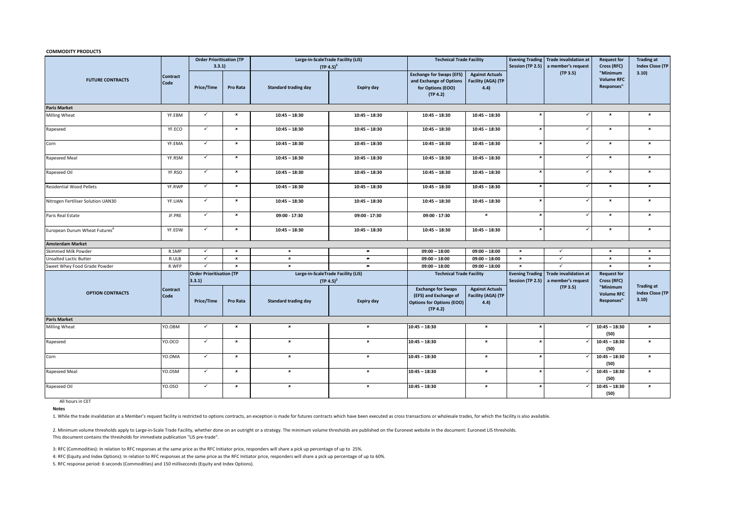**COMMODITY PRODUCTS**

| FUTURE CONTRACTS | Contract Code | Order Prioritisation (TP 3.3.1) | | Large-in-ScaleTrade Facility (LiS) (TP 4.5)[2] | | Technical Trade Facility | | Evening Trading Session (TP 2.5) | Trade invalidation at a member's request (TP 3.5) | Request for Cross (RFC) "Minimum Volume RFC Responses" | Trading at Index Close (TP 3.10) |
|---|---|---|---|---|---|---|---|---|---|---|---|
| | | Price/Time | Pro Rata | Standard trading day | Expiry day | Exchange for Swaps (EFS) and Exchange of Options for Options (EOO) (TP 4.2) | Against Actuals Facility (AGA) (TP 4.4) | | | | |
| **Paris Market** | | | | | | | | | | | |
| Milling Wheat | YF.EBM | ✓ | × | 10:45 – 18:30 | 10:45 – 18:30 | 10:45 – 18:30 | 10:45 – 18:30 | × | ✓ | × | × |
| Rapeseed | YF.ECO | ✓ | × | 10:45 – 18:30 | 10:45 – 18:30 | 10:45 – 18:30 | 10:45 – 18:30 | × | ✓ | × | × |
| Corn | YF.EMA | ✓ | × | 10:45 – 18:30 | 10:45 – 18:30 | 10:45 – 18:30 | 10:45 – 18:30 | × | ✓ | × | × |
| Rapeseed Meal | YF.RSM | ✓ | × | 10:45 – 18:30 | 10:45 – 18:30 | 10:45 – 18:30 | 10:45 – 18:30 | × | ✓ | × | × |
| Rapeseed Oil | YF.RSO | ✓ | × | 10:45 – 18:30 | 10:45 – 18:30 | 10:45 – 18:30 | 10:45 – 18:30 | × | ✓ | × | × |
| Residential Wood Pellets | YF.RWP | ✓ | × | 10:45 – 18:30 | 10:45 – 18:30 | 10:45 – 18:30 | 10:45 – 18:30 | × | ✓ | × | × |
| Nitrogen Fertiliser Solution UAN30 | YF.UAN | ✓ | × | 10:45 – 18:30 | 10:45 – 18:30 | 10:45 – 18:30 | 10:45 – 18:30 | × | ✓ | × | × |
| Paris Real Estate | JF.PRE | ✓ | × | 09:00 - 17:30 | 09:00 - 17:30 | 09:00 - 17:30 | × | × | ✓ | × | × |
| European Durum Wheat Futures[8] | YF.EDW | ✓ | × | 10:45 – 18:30 | 10:45 – 18:30 | 10:45 – 18:30 | 10:45 – 18:30 | × | ✓ | × | × |
| **Amsterdam Market** | | | | | | | | | | | |
| Skimmed Milk Powder | R.SMP | ✓ | × | × | × | 09:00 – 18:00 | 09:00 – 18:00 | × | ✓ | × | × |
| Unsalted Lactic Butter | R.ULB | ✓ | × | × | × | 09:00 – 18:00 | 09:00 – 18:00 | × | ✓ | × | × |
| Sweet Whey Food Grade Powder | R.WFP | ✓ | × | × | × | 09:00 – 18:00 | 09:00 – 18:00 | × | ✓ | × | × |

| OPTION CONTRACTS | Contract Code | Order Prioritisation (TP 3.3.1) | | Large-in-ScaleTrade Facility (LiS) (TP 4.5)[2] | | Technical Trade Facility | | Evening Trading Session (TP 2.5) | Trade invalidation at a member's request (TP 3.5) | Request for Cross (RFC) "Minimum Volume RFC Responses" | Trading at Index Close (TP 3.10) |
|---|---|---|---|---|---|---|---|---|---|---|---|
| | | Price/Time | Pro Rata | Standard trading day | Expiry day | Exchange for Swaps (EFS) and Exchange of Options for Options (EOO) (TP 4.2) | Against Actuals Facility (AGA) (TP 4.4) | | | | |
| **Paris Market** | | | | | | | | | | | |
| Milling Wheat | YO.OBM | ✓ | × | × | × | 10:45 – 18:30 | × | × | ✓ | 10:45 – 18:30 (50) | × |
| Rapeseed | YO.OCO | ✓ | × | × | × | 10:45 – 18:30 | × | × | ✓ | 10:45 – 18:30 (50) | × |
| Corn | YO.OMA | ✓ | × | × | × | 10:45 – 18:30 | × | × | ✓ | 10:45 – 18:30 (50) | × |
| Rapeseed Meal | YO.OSM | ✓ | × | × | × | 10:45 – 18:30 | × | × | ✓ | 10:45 – 18:30 (50) | × |
| Rapeseed Oil | YO.OSO | ✓ | × | × | × | 10:45 – 18:30 | × | × | ✓ | 10:45 – 18:30 (50) | × |

All hours in CET

**Notes**

1. While the trade invalidation at a Member's request facility is restricted to options contracts, an exception is made for futures contracts which have been executed as cross transactions or wholesale trades, for which the facility is also available.

2. Minimum volume thresholds apply to Large-in-Scale Trade Facility, whether done on an outright or a strategy. The minimum volume thresholds are published on the Euronext website in the document: Euronext LIS thresholds.
This document contains the thresholds for immediate publication "LIS pre-trade".

3: RFC (Commodities): In relation to RFC responses at the same price as the RFC Initiator price, responders will share a pick up percentage of up to 25%.

4: RFC (Equity and Index Options): In relation to RFC responses at the same price as the RFC Initiator price, responders will share a pick up percentage of up to 60%.

5. RFC response period: 6 seconds (Commodities) and 150 milliseconds (Equity and Index Options).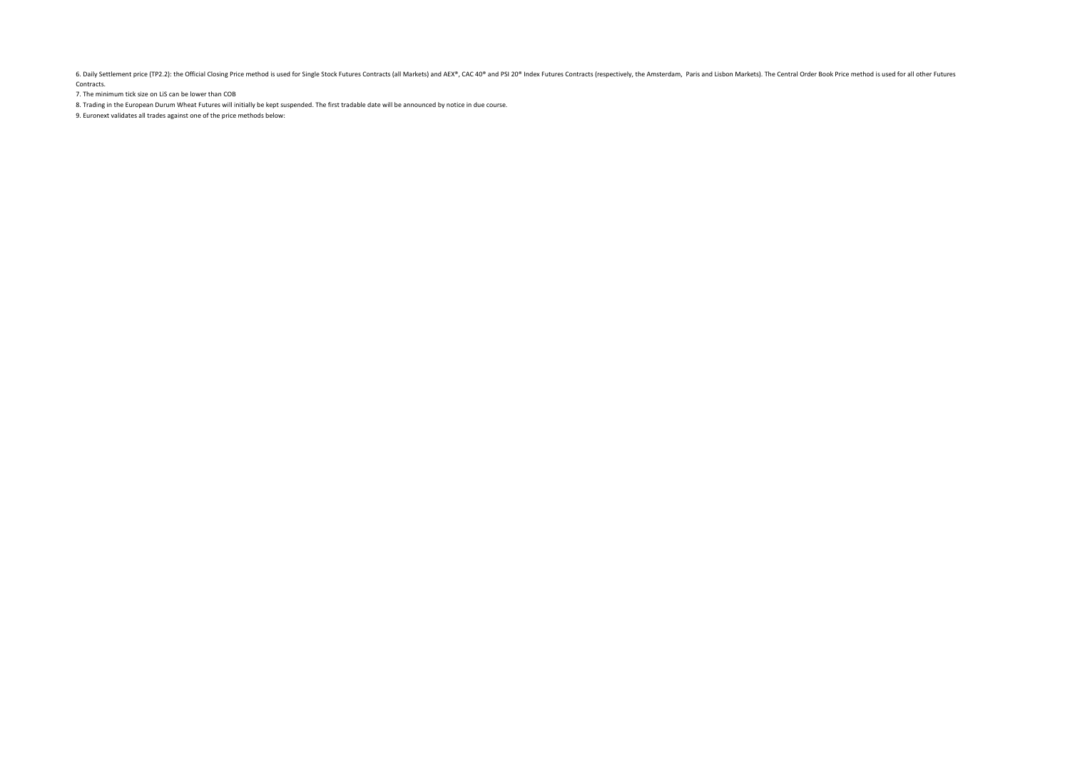6. Daily Settlement price (TP2.2): the Official Closing Price method is used for Single Stock Futures Contracts (all Markets) and AEX®, CAC 40® and PSI 20® Index Futures Contracts (respectively, the Amsterdam, Paris and Lisbon Markets). The Central Order Book Price method is used for all other Futures Contracts.

7. The minimum tick size on LiS can be lower than COB

8. Trading in the European Durum Wheat Futures will initially be kept suspended. The first tradable date will be announced by notice in due course.

9. Euronext validates all trades against one of the price methods below: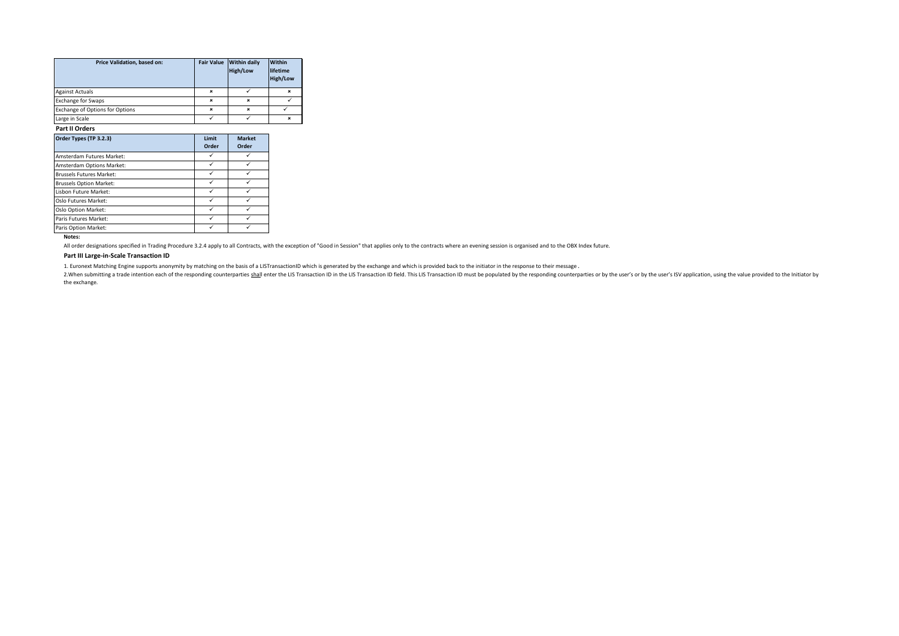| Price Validation, based on: | Fair Value | Within daily High/Low | Within lifetime High/Low |
|---|---|---|---|
| Against Actuals | ✗ | ✓ | ✗ |
| Exchange for Swaps | ✗ | ✗ | ✓ |
| Exchange of Options for Options | ✗ | ✗ | ✓ |
| Large in Scale | ✓ | ✓ | ✗ |

**Part II Orders**

| Order Types (TP 3.2.3) | Limit Order | Market Order |
|---|---|---|
| Amsterdam Futures Market: | ✓ | ✓ |
| Amsterdam Options Market: | ✓ | ✓ |
| Brussels Futures Market: | ✓ | ✓ |
| Brussels Option Market: | ✓ | ✓ |
| Lisbon Future Market: | ✓ | ✓ |
| Oslo Futures Market: | ✓ | ✓ |
| Oslo Option Market: | ✓ | ✓ |
| Paris Futures Market: | ✓ | ✓ |
| Paris Option Market: | ✓ | ✓ |

**Notes:**

All order designations specified in Trading Procedure 3.2.4 apply to all Contracts, with the exception of "Good in Session" that applies only to the contracts where an evening session is organised and to the OBX Index future.

**Part III Large-in-Scale Transaction ID**

1. Euronext Matching Engine supports anonymity by matching on the basis of a LISTransactionID which is generated by the exchange and which is provided back to the initiator in the response to their message .

2.When submitting a trade intention each of the responding counterparties shall enter the LIS Transaction ID in the LIS Transaction ID field. This LIS Transaction ID must be populated by the responding counterparties or by the user's or by the user's ISV application, using the value provided to the Initiator by the exchange.